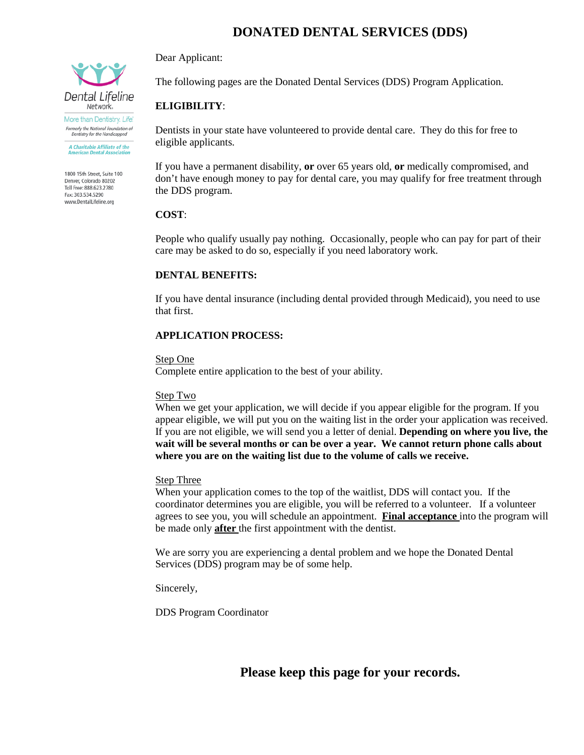# DONATED DENTAL SERVICES (DDS)

Dental Lifeline Network

More than Dentistry. Life!

Formerly the National Foundation of Dentistry for the Handicapped

A Charitable Affiliate of the American Dental Association

1800 15th Street, Suite 100
Denver, Colorado 80202
Toll Free: 888.623.2780
Fax: 303.534.5290
www.DentalLifeline.org

Dear Applicant:

The following pages are the Donated Dental Services (DDS) Program Application.

**ELIGIBILITY**:

Dentists in your state have volunteered to provide dental care. They do this for free to eligible applicants.

If you have a permanent disability, **or** over 65 years old, **or** medically compromised, and don't have enough money to pay for dental care, you may qualify for free treatment through the DDS program.

**COST**:

People who qualify usually pay nothing. Occasionally, people who can pay for part of their care may be asked to do so, especially if you need laboratory work.

**DENTAL BENEFITS:**

If you have dental insurance (including dental provided through Medicaid), you need to use that first.

**APPLICATION PROCESS:**

Step One
Complete entire application to the best of your ability.

Step Two
When we get your application, we will decide if you appear eligible for the program. If you appear eligible, we will put you on the waiting list in the order your application was received. If you are not eligible, we will send you a letter of denial. **Depending on where you live, the wait will be several months or can be over a year. We cannot return phone calls about where you are on the waiting list due to the volume of calls we receive.**

Step Three
When your application comes to the top of the waitlist, DDS will contact you. If the coordinator determines you are eligible, you will be referred to a volunteer. If a volunteer agrees to see you, you will schedule an appointment. **Final acceptance** into the program will be made only **after** the first appointment with the dentist.

We are sorry you are experiencing a dental problem and we hope the Donated Dental Services (DDS) program may be of some help.

Sincerely,

DDS Program Coordinator

**Please keep this page for your records.**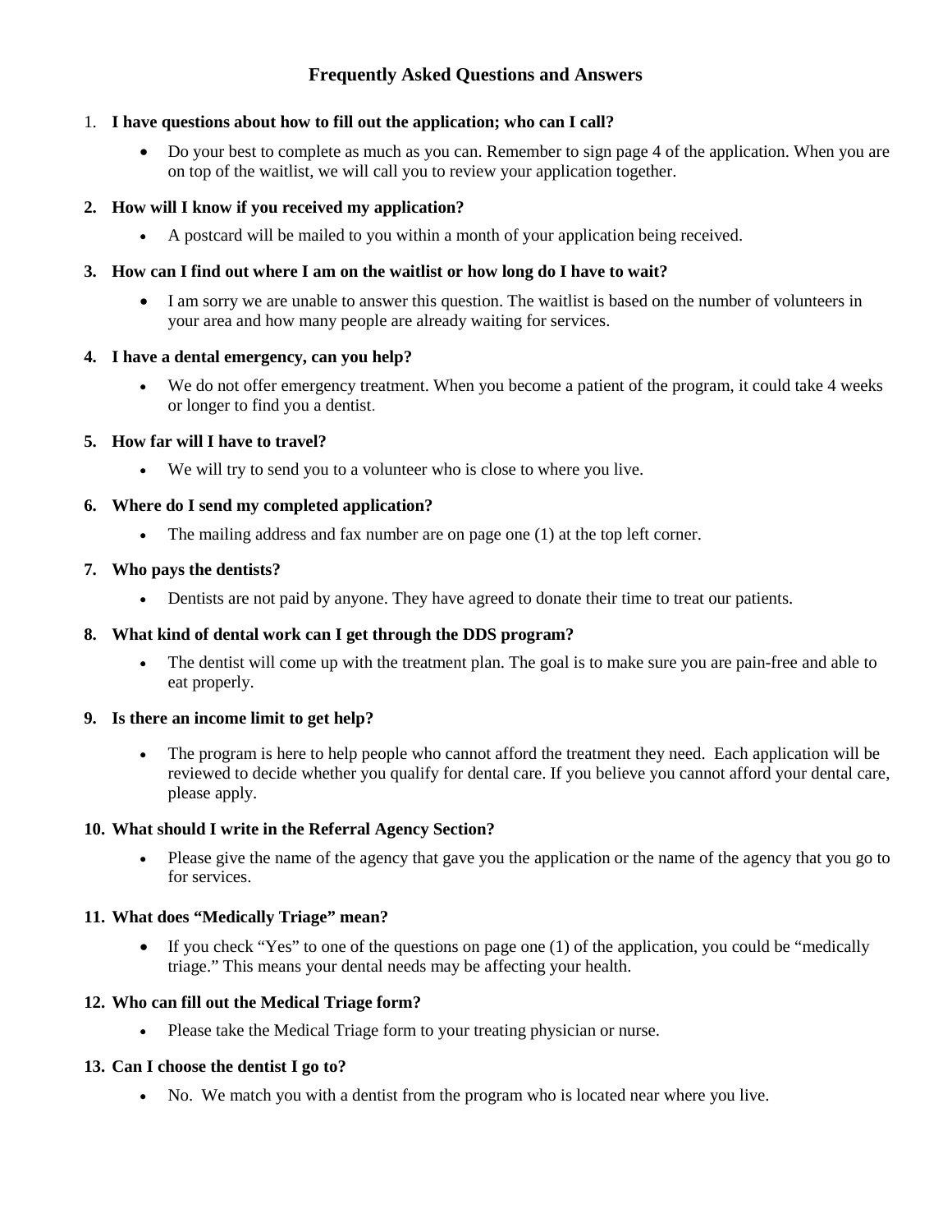# Frequently Asked Questions and Answers

1. **I have questions about how to fill out the application; who can I call?**
   - Do your best to complete as much as you can. Remember to sign page 4 of the application. When you are on top of the waitlist, we will call you to review your application together.

2. **How will I know if you received my application?**
   - A postcard will be mailed to you within a month of your application being received.

3. **How can I find out where I am on the waitlist or how long do I have to wait?**
   - I am sorry we are unable to answer this question. The waitlist is based on the number of volunteers in your area and how many people are already waiting for services.

4. **I have a dental emergency, can you help?**
   - We do not offer emergency treatment. When you become a patient of the program, it could take 4 weeks or longer to find you a dentist.

5. **How far will I have to travel?**
   - We will try to send you to a volunteer who is close to where you live.

6. **Where do I send my completed application?**
   - The mailing address and fax number are on page one (1) at the top left corner.

7. **Who pays the dentists?**
   - Dentists are not paid by anyone. They have agreed to donate their time to treat our patients.

8. **What kind of dental work can I get through the DDS program?**
   - The dentist will come up with the treatment plan. The goal is to make sure you are pain-free and able to eat properly.

9. **Is there an income limit to get help?**
   - The program is here to help people who cannot afford the treatment they need. Each application will be reviewed to decide whether you qualify for dental care. If you believe you cannot afford your dental care, please apply.

10. **What should I write in the Referral Agency Section?**
    - Please give the name of the agency that gave you the application or the name of the agency that you go to for services.

11. **What does "Medically Triage" mean?**
    - If you check "Yes" to one of the questions on page one (1) of the application, you could be "medically triage." This means your dental needs may be affecting your health.

12. **Who can fill out the Medical Triage form?**
    - Please take the Medical Triage form to your treating physician or nurse.

13. **Can I choose the dentist I go to?**
    - No. We match you with a dentist from the program who is located near where you live.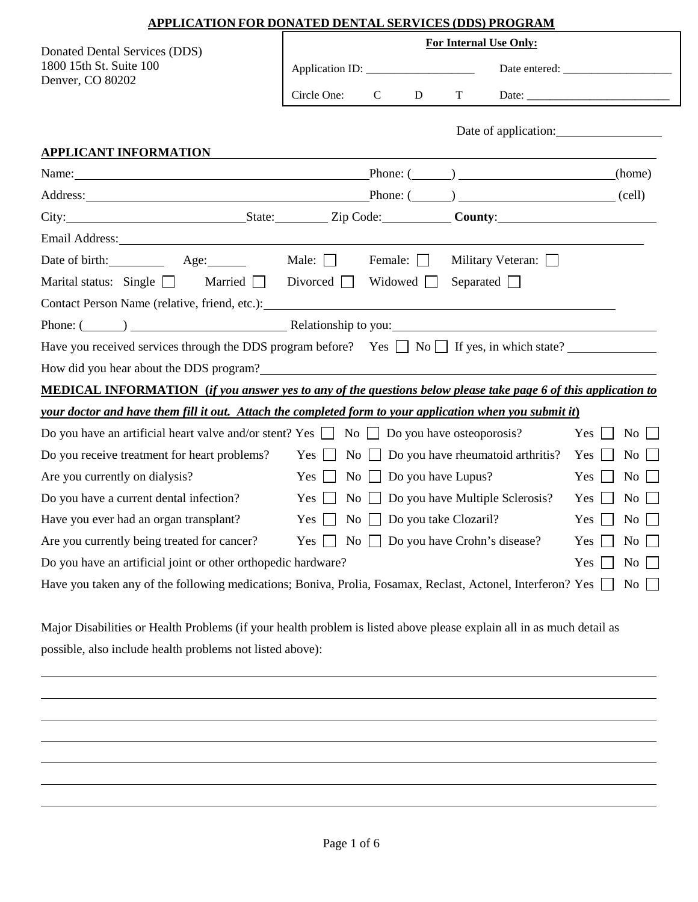## APPLICATION FOR DONATED DENTAL SERVICES (DDS) PROGRAM

Donated Dental Services (DDS)
1800 15th St. Suite 100
Denver, CO 80202

| **For Internal Use Only:** | |
|---|---|
| Application ID: ___________________ | Date entered: ___________________ |
| Circle One: C D T | Date: _________________________ |

Date of application: _________________

### APPLICANT INFORMATION

Name: ______________________________ Phone: (______) ________________________ (home)

Address: ______________________________ Phone: (______) ________________________ (cell)

City: ____________________ State: ________ Zip Code: __________ **County**: ____________________

Email Address: ____________________________________________

Date of birth: _________ Age: ______ Male: ☐ Female: ☐ Military Veteran: ☐

Marital status: Single ☐ Married ☐ Divorced ☐ Widowed ☐ Separated ☐

Contact Person Name (relative, friend, etc.): ____________________________________________

Phone: (______) ________________________ Relationship to you: ____________________________

Have you received services through the DDS program before? Yes ☐ No ☐ If yes, in which state? ______________

How did you hear about the DDS program? ____________________________________________

### MEDICAL INFORMATION (*if you answer yes to any of the questions below please take page 6 of this application to your doctor and have them fill it out. Attach the completed form to your application when you submit it*)

| Question | Yes | No | Question | Yes | No |
|---|---|---|---|---|---|
| Do you have an artificial heart valve and/or stent? | ☐ | ☐ | Do you have osteoporosis? | ☐ | ☐ |
| Do you receive treatment for heart problems? | ☐ | ☐ | Do you have rheumatoid arthritis? | ☐ | ☐ |
| Are you currently on dialysis? | ☐ | ☐ | Do you have Lupus? | ☐ | ☐ |
| Do you have a current dental infection? | ☐ | ☐ | Do you have Multiple Sclerosis? | ☐ | ☐ |
| Have you ever had an organ transplant? | ☐ | ☐ | Do you take Clozaril? | ☐ | ☐ |
| Are you currently being treated for cancer? | ☐ | ☐ | Do you have Crohn's disease? | ☐ | ☐ |

Do you have an artificial joint or other orthopedic hardware? Yes ☐ No ☐

Have you taken any of the following medications; Boniva, Prolia, Fosamax, Reclast, Actonel, Interferon? Yes ☐ No ☐

Major Disabilities or Health Problems (if your health problem is listed above please explain all in as much detail as possible, also include health problems not listed above):

______________________________________________________________________________

______________________________________________________________________________

______________________________________________________________________________

______________________________________________________________________________

______________________________________________________________________________

______________________________________________________________________________

______________________________________________________________________________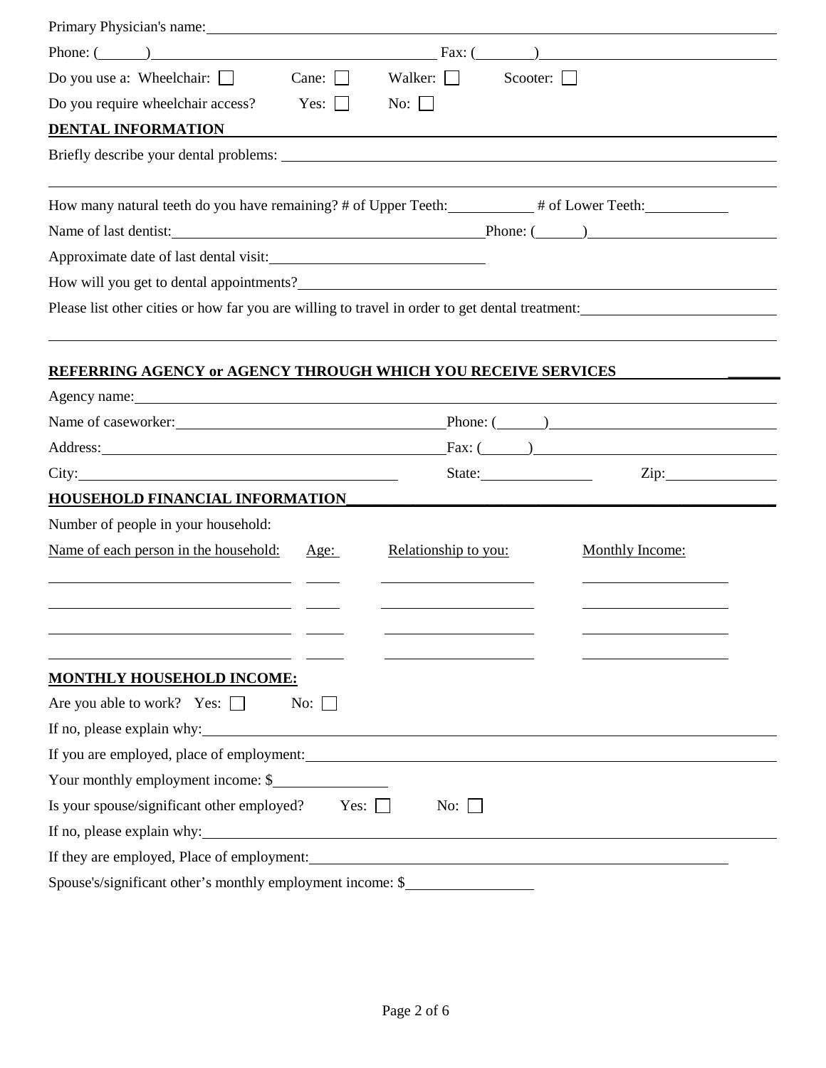Primary Physician's name: ____________________________________________

Phone: (______) ______________________ Fax: (________) ______________________

Do you use a: Wheelchair: ☐ Cane: ☐ Walker: ☐ Scooter: ☐

Do you require wheelchair access? Yes: ☐ No: ☐

## DENTAL INFORMATION

Briefly describe your dental problems: ____________________________________________

____________________________________________

How many natural teeth do you have remaining? # of Upper Teeth: ________ # of Lower Teeth: ________

Name of last dentist: ______________________ Phone: (______) ______________________

Approximate date of last dental visit: ______________________

How will you get to dental appointments? ____________________________________________

Please list other cities or how far you are willing to travel in order to get dental treatment: ______________________

____________________________________________

## REFERRING AGENCY or AGENCY THROUGH WHICH YOU RECEIVE SERVICES

Agency name: ____________________________________________

Name of caseworker: ______________________ Phone: (______) ______________________

Address: ______________________ Fax: (______) ______________________

City: ______________________ State: ____________ Zip: ____________

## HOUSEHOLD FINANCIAL INFORMATION

Number of people in your household:

| Name of each person in the household: | Age: | Relationship to you: | Monthly Income: |
|---|---|---|---|
| | | | |
| | | | |
| | | | |
| | | | |

## MONTHLY HOUSEHOLD INCOME:

Are you able to work? Yes: ☐ No: ☐

If no, please explain why: ____________________________________________

If you are employed, place of employment: ____________________________________________

Your monthly employment income: $____________

Is your spouse/significant other employed? Yes: ☐ No: ☐

If no, please explain why: ____________________________________________

If they are employed, Place of employment: ____________________________________________

Spouse's/significant other's monthly employment income: $____________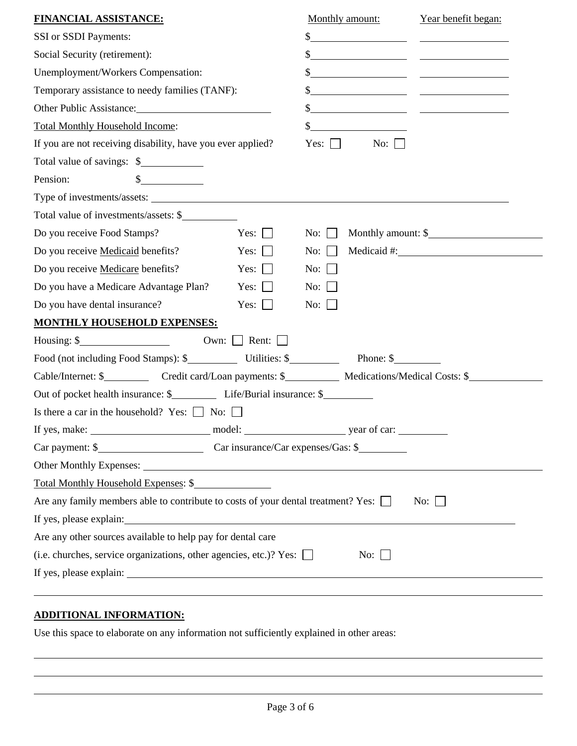**FINANCIAL ASSISTANCE:**

| | Monthly amount: | Year benefit began: |
|---|---|---|
| SSI or SSDI Payments: | $\_\_\_\_\_\_\_\_\_\_ | \_\_\_\_\_\_\_\_\_\_ |
| Social Security (retirement): | $\_\_\_\_\_\_\_\_\_\_ | \_\_\_\_\_\_\_\_\_\_ |
| Unemployment/Workers Compensation: | $\_\_\_\_\_\_\_\_\_\_ | \_\_\_\_\_\_\_\_\_\_ |
| Temporary assistance to needy families (TANF): | $\_\_\_\_\_\_\_\_\_\_ | \_\_\_\_\_\_\_\_\_\_ |
| Other Public Assistance: \_\_\_\_\_\_\_\_\_\_ | $\_\_\_\_\_\_\_\_\_\_ | \_\_\_\_\_\_\_\_\_\_ |
| Total Monthly Household Income: | $\_\_\_\_\_\_\_\_\_\_ | |

If you are not receiving disability, have you ever applied? Yes: ☐ No: ☐

Total value of savings: $\_\_\_\_\_\_\_\_\_\_

Pension: $\_\_\_\_\_\_\_\_\_\_

Type of investments/assets: \_\_\_\_\_\_\_\_\_\_\_\_\_\_\_\_\_\_\_\_

Total value of investments/assets: $\_\_\_\_\_\_\_\_\_\_

Do you receive Food Stamps? Yes: ☐ No: ☐ Monthly amount: $\_\_\_\_\_\_\_\_\_\_

Do you receive Medicaid benefits? Yes: ☐ No: ☐ Medicaid #: \_\_\_\_\_\_\_\_\_\_

Do you receive Medicare benefits? Yes: ☐ No: ☐

Do you have a Medicare Advantage Plan? Yes: ☐ No: ☐

Do you have dental insurance? Yes: ☐ No: ☐

**MONTHLY HOUSEHOLD EXPENSES:**

Housing: $\_\_\_\_\_\_\_\_\_\_ Own: ☐ Rent: ☐

Food (not including Food Stamps): $\_\_\_\_\_\_\_\_\_\_ Utilities: $\_\_\_\_\_\_\_\_\_\_ Phone: $\_\_\_\_\_\_\_\_\_\_

Cable/Internet: $\_\_\_\_\_\_\_\_\_\_ Credit card/Loan payments: $\_\_\_\_\_\_\_\_\_\_ Medications/Medical Costs: $\_\_\_\_\_\_\_\_\_\_

Out of pocket health insurance: $\_\_\_\_\_\_\_\_\_\_ Life/Burial insurance: $\_\_\_\_\_\_\_\_\_\_

Is there a car in the household? Yes: ☐ No: ☐

If yes, make: \_\_\_\_\_\_\_\_\_\_ model: \_\_\_\_\_\_\_\_\_\_ year of car: \_\_\_\_\_\_\_\_\_\_

Car payment: $\_\_\_\_\_\_\_\_\_\_ Car insurance/Car expenses/Gas: $\_\_\_\_\_\_\_\_\_\_

Other Monthly Expenses: \_\_\_\_\_\_\_\_\_\_\_\_\_\_\_\_\_\_\_\_

Total Monthly Household Expenses: $\_\_\_\_\_\_\_\_\_\_

Are any family members able to contribute to costs of your dental treatment? Yes: ☐ No: ☐

If yes, please explain: \_\_\_\_\_\_\_\_\_\_\_\_\_\_\_\_\_\_\_\_

Are any other sources available to help pay for dental care (i.e. churches, service organizations, other agencies, etc.)? Yes: ☐ No: ☐

If yes, please explain: \_\_\_\_\_\_\_\_\_\_\_\_\_\_\_\_\_\_\_\_

\_\_\_\_\_\_\_\_\_\_\_\_\_\_\_\_\_\_\_\_\_\_\_\_\_\_\_\_\_\_\_\_\_\_\_\_\_\_\_\_

**ADDITIONAL INFORMATION:**

Use this space to elaborate on any information not sufficiently explained in other areas:

\_\_\_\_\_\_\_\_\_\_\_\_\_\_\_\_\_\_\_\_\_\_\_\_\_\_\_\_\_\_\_\_\_\_\_\_\_\_\_\_

\_\_\_\_\_\_\_\_\_\_\_\_\_\_\_\_\_\_\_\_\_\_\_\_\_\_\_\_\_\_\_\_\_\_\_\_\_\_\_\_

\_\_\_\_\_\_\_\_\_\_\_\_\_\_\_\_\_\_\_\_\_\_\_\_\_\_\_\_\_\_\_\_\_\_\_\_\_\_\_\_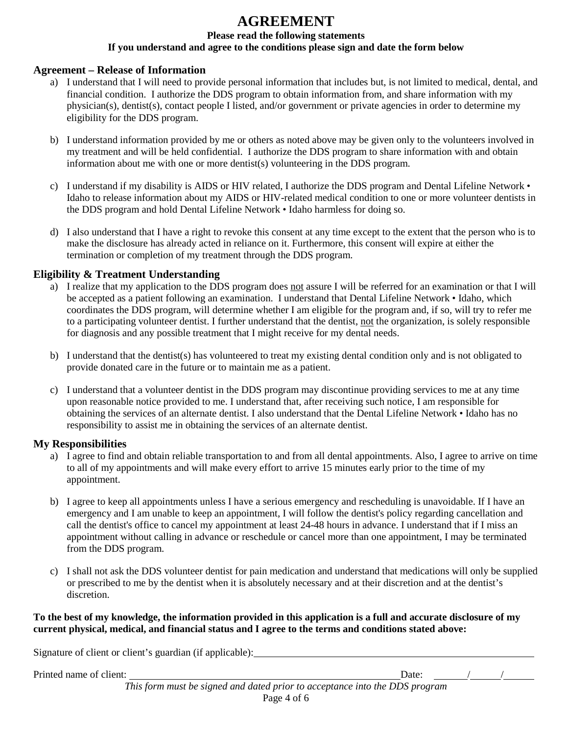# AGREEMENT

**Please read the following statements**
**If you understand and agree to the conditions please sign and date the form below**

## Agreement – Release of Information

a) I understand that I will need to provide personal information that includes but, is not limited to medical, dental, and financial condition. I authorize the DDS program to obtain information from, and share information with my physician(s), dentist(s), contact people I listed, and/or government or private agencies in order to determine my eligibility for the DDS program.

b) I understand information provided by me or others as noted above may be given only to the volunteers involved in my treatment and will be held confidential. I authorize the DDS program to share information with and obtain information about me with one or more dentist(s) volunteering in the DDS program.

c) I understand if my disability is AIDS or HIV related, I authorize the DDS program and Dental Lifeline Network • Idaho to release information about my AIDS or HIV-related medical condition to one or more volunteer dentists in the DDS program and hold Dental Lifeline Network • Idaho harmless for doing so.

d) I also understand that I have a right to revoke this consent at any time except to the extent that the person who is to make the disclosure has already acted in reliance on it. Furthermore, this consent will expire at either the termination or completion of my treatment through the DDS program.

## Eligibility & Treatment Understanding

a) I realize that my application to the DDS program does not assure I will be referred for an examination or that I will be accepted as a patient following an examination. I understand that Dental Lifeline Network • Idaho, which coordinates the DDS program, will determine whether I am eligible for the program and, if so, will try to refer me to a participating volunteer dentist. I further understand that the dentist, not the organization, is solely responsible for diagnosis and any possible treatment that I might receive for my dental needs.

b) I understand that the dentist(s) has volunteered to treat my existing dental condition only and is not obligated to provide donated care in the future or to maintain me as a patient.

c) I understand that a volunteer dentist in the DDS program may discontinue providing services to me at any time upon reasonable notice provided to me. I understand that, after receiving such notice, I am responsible for obtaining the services of an alternate dentist. I also understand that the Dental Lifeline Network • Idaho has no responsibility to assist me in obtaining the services of an alternate dentist.

## My Responsibilities

a) I agree to find and obtain reliable transportation to and from all dental appointments. Also, I agree to arrive on time to all of my appointments and will make every effort to arrive 15 minutes early prior to the time of my appointment.

b) I agree to keep all appointments unless I have a serious emergency and rescheduling is unavoidable. If I have an emergency and I am unable to keep an appointment, I will follow the dentist's policy regarding cancellation and call the dentist's office to cancel my appointment at least 24-48 hours in advance. I understand that if I miss an appointment without calling in advance or reschedule or cancel more than one appointment, I may be terminated from the DDS program.

c) I shall not ask the DDS volunteer dentist for pain medication and understand that medications will only be supplied or prescribed to me by the dentist when it is absolutely necessary and at their discretion and at the dentist's discretion.

**To the best of my knowledge, the information provided in this application is a full and accurate disclosure of my current physical, medical, and financial status and I agree to the terms and conditions stated above:**

Signature of client or client's guardian (if applicable): ______________________________

Printed name of client: ______________________________ Date: ____/____/____

*This form must be signed and dated prior to acceptance into the DDS program*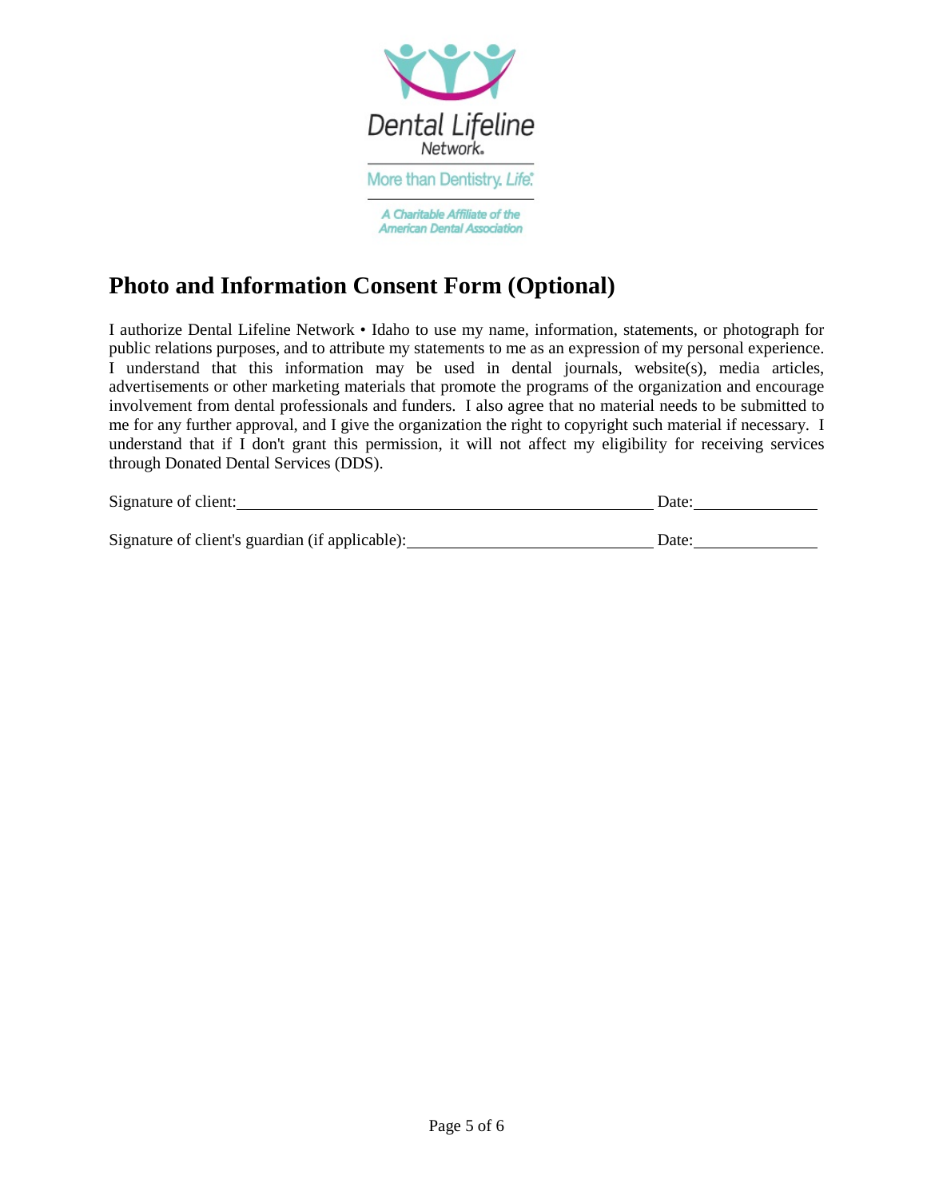Dental Lifeline Network.

More than Dentistry. *Life.*

*A Charitable Affiliate of the American Dental Association*

# Photo and Information Consent Form (Optional)

I authorize Dental Lifeline Network • Idaho to use my name, information, statements, or photograph for public relations purposes, and to attribute my statements to me as an expression of my personal experience. I understand that this information may be used in dental journals, website(s), media articles, advertisements or other marketing materials that promote the programs of the organization and encourage involvement from dental professionals and funders. I also agree that no material needs to be submitted to me for any further approval, and I give the organization the right to copyright such material if necessary. I understand that if I don't grant this permission, it will not affect my eligibility for receiving services through Donated Dental Services (DDS).

Signature of client:\_\_\_\_\_\_\_\_\_\_\_\_\_\_\_\_\_\_\_\_\_\_\_\_\_\_\_\_\_\_\_\_\_\_\_\_\_\_\_\_\_\_\_\_ Date:\_\_\_\_\_\_\_\_\_\_\_\_\_\_

Signature of client's guardian (if applicable):\_\_\_\_\_\_\_\_\_\_\_\_\_\_\_\_\_\_\_\_\_\_\_\_\_\_\_\_ Date:\_\_\_\_\_\_\_\_\_\_\_\_\_\_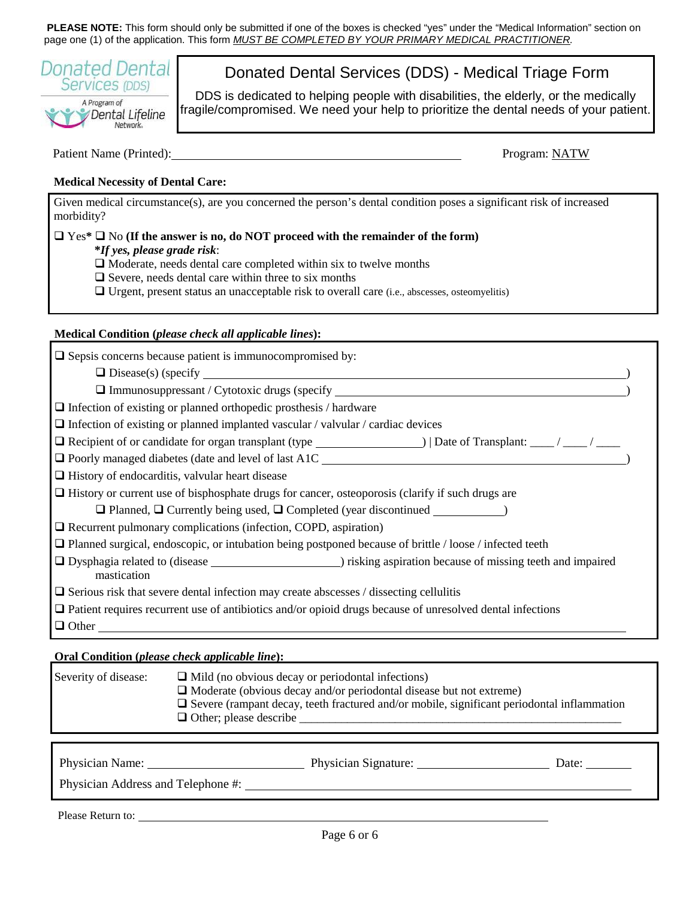**PLEASE NOTE:** This form should only be submitted if one of the boxes is checked "yes" under the "Medical Information" section on page one (1) of the application. This form *MUST BE COMPLETED BY YOUR PRIMARY MEDICAL PRACTITIONER.*

Donated Dental Services (DDS)
A Program of Dental Lifeline Network

# Donated Dental Services (DDS) - Medical Triage Form

DDS is dedicated to helping people with disabilities, the elderly, or the medically fragile/compromised. We need your help to prioritize the dental needs of your patient.

Patient Name (Printed): ______________________________ Program: NATW

**Medical Necessity of Dental Care:**

Given medical circumstance(s), are you concerned the person's dental condition poses a significant risk of increased morbidity?

❑ Yes* ❑ No **(If the answer is no, do NOT proceed with the remainder of the form)**

***If yes, please grade risk**:

- ❑ Moderate, needs dental care completed within six to twelve months
- ❑ Severe, needs dental care within three to six months
- ❑ Urgent, present status an unacceptable risk to overall care (i.e., abscesses, osteomyelitis)

**Medical Condition (*please check all applicable lines*):**

❑ Sepsis concerns because patient is immunocompromised by:

- ❑ Disease(s) (specify ______________________________)
- ❑ Immunosuppressant / Cytotoxic drugs (specify ______________________________)

❑ Infection of existing or planned orthopedic prosthesis / hardware

❑ Infection of existing or planned implanted vascular / valvular / cardiac devices

❑ Recipient of or candidate for organ transplant (type ______________) | Date of Transplant: ____ / ____ / ____

❑ Poorly managed diabetes (date and level of last A1C ______________________________)

❑ History of endocarditis, valvular heart disease

❑ History or current use of bisphosphate drugs for cancer, osteoporosis (clarify if such drugs are

❑ Planned, ❑ Currently being used, ❑ Completed (year discontinued __________)

❑ Recurrent pulmonary complications (infection, COPD, aspiration)

❑ Planned surgical, endoscopic, or intubation being postponed because of brittle / loose / infected teeth

❑ Dysphagia related to (disease ______________) risking aspiration because of missing teeth and impaired mastication

❑ Serious risk that severe dental infection may create abscesses / dissecting cellulitis

❑ Patient requires recurrent use of antibiotics and/or opioid drugs because of unresolved dental infections

❑ Other ______________________________

**Oral Condition (*please check applicable line*):**

Severity of disease:

- ❑ Mild (no obvious decay or periodontal infections)
- ❑ Moderate (obvious decay and/or periodontal disease but not extreme)
- ❑ Severe (rampant decay, teeth fractured and/or mobile, significant periodontal inflammation
- ❑ Other; please describe ______________________________

Physician Name: ______________ Physician Signature: ______________ Date: ________

Physician Address and Telephone #: ______________________________

Please Return to: ______________________________